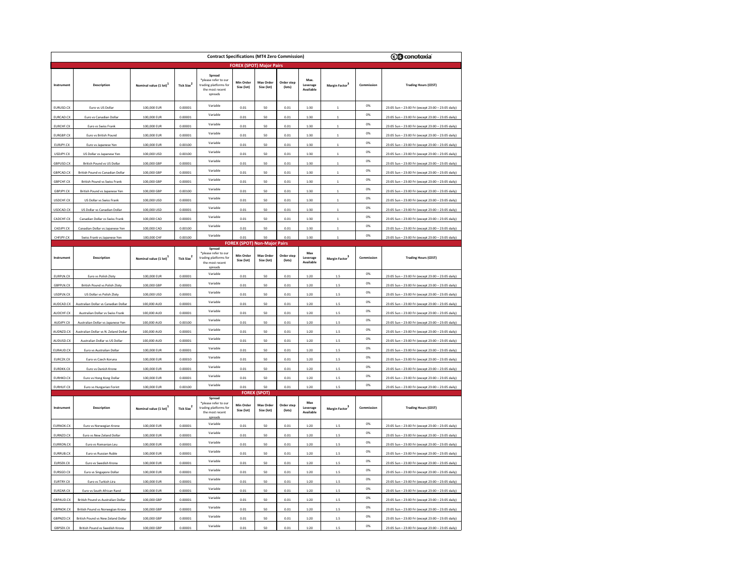# Contract Specifications (MT4 Zero Commission)

conotoxia

## FOREX (SPOT) Major Pairs

| Instrument | Description | Nominal value (1 lot)[1] | Tick Size[2] | Spread *please refer to our trading platforms for the most recent spreads | Min Order Size (lot) | Max Order Size (lot) | Order step (lots) | Max. Leverage Available | Margin Factor[3] | Commission | Trading Hours (CEST) |
|---|---|---|---|---|---|---|---|---|---|---|---|
| EURUSD.CX | Euro vs US Dollar | 100,000 EUR | 0.00001 | Variable | 0.01 | 50 | 0.01 | 1:30 | 1 | 0% | 23:05 Sun – 23:00 Fri (except 23:00 – 23:05 daily) |
| EURCAD.CX | Euro vs Canadian Dollar | 100,000 EUR | 0.00001 | Variable | 0.01 | 50 | 0.01 | 1:30 | 1 | 0% | 23:05 Sun – 23:00 Fri (except 23:00 – 23:05 daily) |
| EURCHF.CX | Euro vs Swiss Frank | 100,000 EUR | 0.00001 | Variable | 0.01 | 50 | 0.01 | 1:30 | 1 | 0% | 23:05 Sun – 23:00 Fri (except 23:00 – 23:05 daily) |
| EURGBP.CX | Euro vs British Pound | 100,000 EUR | 0.00001 | Variable | 0.01 | 50 | 0.01 | 1:30 | 1 | 0% | 23:05 Sun – 23:00 Fri (except 23:00 – 23:05 daily) |
| EURJPY.CX | Euro vs Japanese Yen | 100,000 EUR | 0.00100 | Variable | 0.01 | 50 | 0.01 | 1:30 | 1 | 0% | 23:05 Sun – 23:00 Fri (except 23:00 – 23:05 daily) |
| USDJPY.CX | US Dollar vs Japanese Yen | 100,000 USD | 0.00100 | Variable | 0.01 | 50 | 0.01 | 1:30 | 1 | 0% | 23:05 Sun – 23:00 Fri (except 23:00 – 23:05 daily) |
| GBPUSD.CX | British Pound vs US Dollar | 100,000 GBP | 0.00001 | Variable | 0.01 | 50 | 0.01 | 1:30 | 1 | 0% | 23:05 Sun – 23:00 Fri (except 23:00 – 23:05 daily) |
| GBPCAD.CX | British Pound vs Canadian Dollar | 100,000 GBP | 0.00001 | Variable | 0.01 | 50 | 0.01 | 1:30 | 1 | 0% | 23:05 Sun – 23:00 Fri (except 23:00 – 23:05 daily) |
| GBPCHF.CX | British Pound vs Swiss Frank | 100,000 GBP | 0.00001 | Variable | 0.01 | 50 | 0.01 | 1:30 | 1 | 0% | 23:05 Sun – 23:00 Fri (except 23:00 – 23:05 daily) |
| GBPJPY.CX | British Pound vs Japanese Yen | 100,000 GBP | 0.00100 | Variable | 0.01 | 50 | 0.01 | 1:30 | 1 | 0% | 23:05 Sun – 23:00 Fri (except 23:00 – 23:05 daily) |
| USDCHF.CX | US Dollar vs Swiss Frank | 100,000 USD | 0.00001 | Variable | 0.01 | 50 | 0.01 | 1:30 | 1 | 0% | 23:05 Sun – 23:00 Fri (except 23:00 – 23:05 daily) |
| USDCAD.CX | US Dollar vs Canadian Dollar | 100,000 USD | 0.00001 | Variable | 0.01 | 50 | 0.01 | 1:30 | 1 | 0% | 23:05 Sun – 23:00 Fri (except 23:00 – 23:05 daily) |
| CADCHF.CX | Canadian Dollar vs Swiss Frank | 100,000 CAD | 0.00001 | Variable | 0.01 | 50 | 0.01 | 1:30 | 1 | 0% | 23:05 Sun – 23:00 Fri (except 23:00 – 23:05 daily) |
| CADJPY.CX | Canadian Dollar vs Japanese Yen | 100,000 CAD | 0.00100 | Variable | 0.01 | 50 | 0.01 | 1:30 | 1 | 0% | 23:05 Sun – 23:00 Fri (except 23:00 – 23:05 daily) |
| CHFJPY.CX | Swiss Frank vs Japanese Yen | 100,000 CHF | 0.00100 | Variable | 0.01 | 50 | 0.01 | 1:30 | 1 | 0% | 23:05 Sun – 23:00 Fri (except 23:00 – 23:05 daily) |

## FOREX (SPOT) Non-Major Pairs

| Instrument | Description | Nominal value (1 lot)[1] | Tick Size[2] | Spread *please refer to our trading platforms for the most recent spreads | Min Order Size (lot) | Max Order Size (lot) | Order step (lots) | Max Leverage Available | Margin Factor[3] | Commission | Trading Hours (CEST) |
|---|---|---|---|---|---|---|---|---|---|---|---|
| EURPLN.CX | Euro vs Polish Zloty | 100,000 EUR | 0.00001 | Variable | 0.01 | 50 | 0.01 | 1:20 | 1.5 | 0% | 23:05 Sun – 23:00 Fri (except 23:00 – 23:05 daily) |
| GBPPLN.CX | British Pound vs Polish Zloty | 100,000 GBP | 0.00001 | Variable | 0.01 | 50 | 0.01 | 1:20 | 1.5 | 0% | 23:05 Sun – 23:00 Fri (except 23:00 – 23:05 daily) |
| USDPLN.CX | US Dollar vs Polish Zloty | 100,000 USD | 0.00001 | Variable | 0.01 | 50 | 0.01 | 1:20 | 1.5 | 0% | 23:05 Sun – 23:00 Fri (except 23:00 – 23:05 daily) |
| AUDCAD.CX | Australian Dollar vs Canadian Dollar | 100,000 AUD | 0.00001 | Variable | 0.01 | 50 | 0.01 | 1:20 | 1.5 | 0% | 23:05 Sun – 23:00 Fri (except 23:00 – 23:05 daily) |
| AUDCHF.CX | Australian Dollar vs Swiss Frank | 100,000 AUD | 0.00001 | Variable | 0.01 | 50 | 0.01 | 1:20 | 1.5 | 0% | 23:05 Sun – 23:00 Fri (except 23:00 – 23:05 daily) |
| AUDJPY.CX | Australian Dollar vs Japanese Yen | 100,000 AUD | 0.00100 | Variable | 0.01 | 50 | 0.01 | 1:20 | 1.5 | 0% | 23:05 Sun – 23:00 Fri (except 23:00 – 23:05 daily) |
| AUDNZD.CX | Australian Dollar vs N. Zeland Dollar | 100,000 AUD | 0.00001 | Variable | 0.01 | 50 | 0.01 | 1:20 | 1.5 | 0% | 23:05 Sun – 23:00 Fri (except 23:00 – 23:05 daily) |
| AUDUSD.CX | Australian Dollar vs US Dollar | 100,000 AUD | 0.00001 | Variable | 0.01 | 50 | 0.01 | 1:20 | 1.5 | 0% | 23:05 Sun – 23:00 Fri (except 23:00 – 23:05 daily) |
| EURAUD.CX | Euro vs Australian Dollar | 100,000 EUR | 0.00001 | Variable | 0.01 | 50 | 0.01 | 1:20 | 1.5 | 0% | 23:05 Sun – 23:00 Fri (except 23:00 – 23:05 daily) |
| EURCZK.CX | Euro vs Czech Koruna | 100,000 EUR | 0.00010 | Variable | 0.01 | 50 | 0.01 | 1:20 | 1.5 | 0% | 23:05 Sun – 23:00 Fri (except 23:00 – 23:05 daily) |
| EURDKK.CX | Euro vs Danish Krone | 100,000 EUR | 0.00001 | Variable | 0.01 | 50 | 0.01 | 1:20 | 1.5 | 0% | 23:05 Sun – 23:00 Fri (except 23:00 – 23:05 daily) |
| EURHKD.CX | Euro vs Hong Kong Dollar | 100,000 EUR | 0.00001 | Variable | 0.01 | 50 | 0.01 | 1:20 | 1.5 | 0% | 23:05 Sun – 23:00 Fri (except 23:00 – 23:05 daily) |
| EURHUF.CX | Euro vs Hungarian Forint | 100,000 EUR | 0.00100 | Variable | 0.01 | 50 | 0.01 | 1:20 | 1.5 | 0% | 23:05 Sun – 23:00 Fri (except 23:00 – 23:05 daily) |

## FOREX (SPOT)

| Instrument | Description | Nominal value (1 lot)[1] | Tick Size[2] | Spread *please refer to our trading platforms for the most recent spreads | Min Order Size (lot) | Max Order Size (lot) | Order step (lots) | Max Leverage Available | Margin Factor[3] | Commission | Trading Hours (CEST) |
|---|---|---|---|---|---|---|---|---|---|---|---|
| EURNOK.CX | Euro vs Norwegian Krone | 100,000 EUR | 0.00001 | Variable | 0.01 | 50 | 0.01 | 1:20 | 1.5 | 0% | 23:05 Sun – 23:00 Fri (except 23:00 – 23:05 daily) |
| EURNZD.CX | Euro vs New Zeland Dollar | 100,000 EUR | 0.00001 | Variable | 0.01 | 50 | 0.01 | 1:20 | 1.5 | 0% | 23:05 Sun – 23:00 Fri (except 23:00 – 23:05 daily) |
| EURRON.CX | Euro vs Romanian Leu | 100,000 EUR | 0.00001 | Variable | 0.01 | 50 | 0.01 | 1:20 | 1.5 | 0% | 23:05 Sun – 23:00 Fri (except 23:00 – 23:05 daily) |
| EURRUB.CX | Euro vs Russian Ruble | 100,000 EUR | 0.00001 | Variable | 0.01 | 50 | 0.01 | 1:20 | 1.5 | 0% | 23:05 Sun – 23:00 Fri (except 23:00 – 23:05 daily) |
| EURSEK.CX | Euro vs Swedish Krona | 100,000 EUR | 0.00001 | Variable | 0.01 | 50 | 0.01 | 1:20 | 1.5 | 0% | 23:05 Sun – 23:00 Fri (except 23:00 – 23:05 daily) |
| EURSGD.CX | Euro vs Singapore Dollar | 100,000 EUR | 0.00001 | Variable | 0.01 | 50 | 0.01 | 1:20 | 1.5 | 0% | 23:05 Sun – 23:00 Fri (except 23:00 – 23:05 daily) |
| EURTRY.CX | Euro vs Turkish Lira | 100,000 EUR | 0.00001 | Variable | 0.01 | 50 | 0.01 | 1:20 | 1.5 | 0% | 23:05 Sun – 23:00 Fri (except 23:00 – 23:05 daily) |
| EURZAR.CX | Euro vs South African Rand | 100,000 EUR | 0.00001 | Variable | 0.01 | 50 | 0.01 | 1:20 | 1.5 | 0% | 23:05 Sun – 23:00 Fri (except 23:00 – 23:05 daily) |
| GBPAUD.CX | British Pound vs Australian Dollar | 100,000 GBP | 0.00001 | Variable | 0.01 | 50 | 0.01 | 1:20 | 1.5 | 0% | 23:05 Sun – 23:00 Fri (except 23:00 – 23:05 daily) |
| GBPNOK.CX | British Pound vs Norwegian Krone | 100,000 GBP | 0.00001 | Variable | 0.01 | 50 | 0.01 | 1:20 | 1.5 | 0% | 23:05 Sun – 23:00 Fri (except 23:00 – 23:05 daily) |
| GBPNZD.CX | British Pound vs New Zeland Dollar | 100,000 GBP | 0.00001 | Variable | 0.01 | 50 | 0.01 | 1:20 | 1.5 | 0% | 23:05 Sun – 23:00 Fri (except 23:00 – 23:05 daily) |
| GBPSEK.CX | British Pound vs Swedish Krona | 100,000 GBP | 0.00001 | Variable | 0.01 | 50 | 0.01 | 1:20 | 1.5 | 0% | 23:05 Sun – 23:00 Fri (except 23:00 – 23:05 daily) |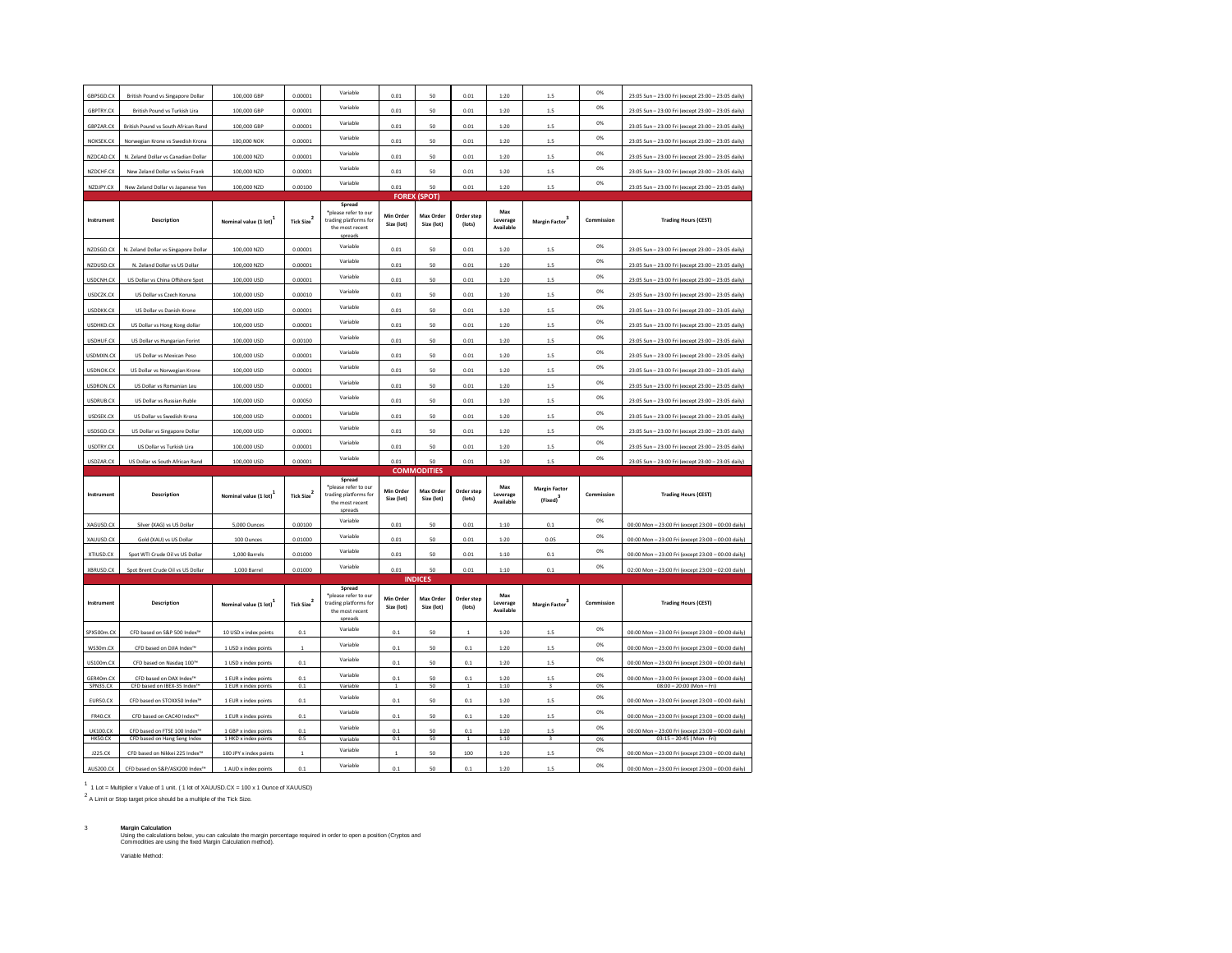| GBPSGD.CX | British Pound vs Singapore Dollar | 100,000 GBP | 0.00001 | Variable | 0.01 | 50 | 0.01 | 1:20 | 1.5 | 0% | 23:05 Sun – 23:00 Fri (except 23:00 – 23:05 daily) |
|---|---|---|---|---|---|---|---|---|---|---|---|
| GBPTRY.CX | British Pound vs Turkish Lira | 100,000 GBP | 0.00001 | Variable | 0.01 | 50 | 0.01 | 1:20 | 1.5 | 0% | 23:05 Sun – 23:00 Fri (except 23:00 – 23:05 daily) |
| GBPZAR.CX | British Pound vs South African Rand | 100,000 GBP | 0.00001 | Variable | 0.01 | 50 | 0.01 | 1:20 | 1.5 | 0% | 23:05 Sun – 23:00 Fri (except 23:00 – 23:05 daily) |
| NOKSEK.CX | Norwegian Krone vs Swedish Krona | 100,000 NOK | 0.00001 | Variable | 0.01 | 50 | 0.01 | 1:20 | 1.5 | 0% | 23:05 Sun – 23:00 Fri (except 23:00 – 23:05 daily) |
| NZDCAD.CX | N. Zeland Dollar vs Canadian Dollar | 100,000 NZD | 0.00001 | Variable | 0.01 | 50 | 0.01 | 1:20 | 1.5 | 0% | 23:05 Sun – 23:00 Fri (except 23:00 – 23:05 daily) |
| NZDCHF.CX | New Zeland Dollar vs Swiss Frank | 100,000 NZD | 0.00001 | Variable | 0.01 | 50 | 0.01 | 1:20 | 1.5 | 0% | 23:05 Sun – 23:00 Fri (except 23:00 – 23:05 daily) |
| NZDJPY.CX | New Zeland Dollar vs Japanese Yen | 100,000 NZD | 0.00100 | Variable | 0.01 | 50 | 0.01 | 1:20 | 1.5 | 0% | 23:05 Sun – 23:00 Fri (except 23:00 – 23:05 daily) |

## FOREX (SPOT)

| Instrument | Description | Nominal value (1 lot)[1] | Tick Size[2] | Spread *please refer to our trading platforms for the most recent spreads | Min Order Size (lot) | Max Order Size (lot) | Order step (lots) | Max Leverage Available | Margin Factor[3] | Commission | Trading Hours (CEST) |
|---|---|---|---|---|---|---|---|---|---|---|---|
| NZDSGD.CX | N. Zeland Dollar vs Singapore Dollar | 100,000 NZD | 0.00001 | Variable | 0.01 | 50 | 0.01 | 1:20 | 1.5 | 0% | 23:05 Sun – 23:00 Fri (except 23:00 – 23:05 daily) |
| NZDUSD.CX | N. Zeland Dollar vs US Dollar | 100,000 NZD | 0.00001 | Variable | 0.01 | 50 | 0.01 | 1:20 | 1.5 | 0% | 23:05 Sun – 23:00 Fri (except 23:00 – 23:05 daily) |
| USDCNH.CX | US Dollar vs China Offshore Spot | 100,000 USD | 0.00001 | Variable | 0.01 | 50 | 0.01 | 1:20 | 1.5 | 0% | 23:05 Sun – 23:00 Fri (except 23:00 – 23:05 daily) |
| USDCZK.CX | US Dollar vs Czech Koruna | 100,000 USD | 0.00010 | Variable | 0.01 | 50 | 0.01 | 1:20 | 1.5 | 0% | 23:05 Sun – 23:00 Fri (except 23:00 – 23:05 daily) |
| USDDKK.CX | US Dollar vs Danish Krone | 100,000 USD | 0.00001 | Variable | 0.01 | 50 | 0.01 | 1:20 | 1.5 | 0% | 23:05 Sun – 23:00 Fri (except 23:00 – 23:05 daily) |
| USDHKD.CX | US Dollar vs Hong Kong dollar | 100,000 USD | 0.00001 | Variable | 0.01 | 50 | 0.01 | 1:20 | 1.5 | 0% | 23:05 Sun – 23:00 Fri (except 23:00 – 23:05 daily) |
| USDHUF.CX | US Dollar vs Hungarian Forint | 100,000 USD | 0.00100 | Variable | 0.01 | 50 | 0.01 | 1:20 | 1.5 | 0% | 23:05 Sun – 23:00 Fri (except 23:00 – 23:05 daily) |
| USDMXN.CX | US Dollar vs Mexican Peso | 100,000 USD | 0.00001 | Variable | 0.01 | 50 | 0.01 | 1:20 | 1.5 | 0% | 23:05 Sun – 23:00 Fri (except 23:00 – 23:05 daily) |
| USDNOK.CX | US Dollar vs Norwegian Krone | 100,000 USD | 0.00001 | Variable | 0.01 | 50 | 0.01 | 1:20 | 1.5 | 0% | 23:05 Sun – 23:00 Fri (except 23:00 – 23:05 daily) |
| USDRON.CX | US Dollar vs Romanian Leu | 100,000 USD | 0.00001 | Variable | 0.01 | 50 | 0.01 | 1:20 | 1.5 | 0% | 23:05 Sun – 23:00 Fri (except 23:00 – 23:05 daily) |
| USDRUB.CX | US Dollar vs Russian Ruble | 100,000 USD | 0.00050 | Variable | 0.01 | 50 | 0.01 | 1:20 | 1.5 | 0% | 23:05 Sun – 23:00 Fri (except 23:00 – 23:05 daily) |
| USDSEK.CX | US Dollar vs Swedish Krona | 100,000 USD | 0.00001 | Variable | 0.01 | 50 | 0.01 | 1:20 | 1.5 | 0% | 23:05 Sun – 23:00 Fri (except 23:00 – 23:05 daily) |
| USDSGD.CX | US Dollar vs Singapore Dollar | 100,000 USD | 0.00001 | Variable | 0.01 | 50 | 0.01 | 1:20 | 1.5 | 0% | 23:05 Sun – 23:00 Fri (except 23:00 – 23:05 daily) |
| USDTRY.CX | US Dollar vs Turkish Lira | 100,000 USD | 0.00001 | Variable | 0.01 | 50 | 0.01 | 1:20 | 1.5 | 0% | 23:05 Sun – 23:00 Fri (except 23:00 – 23:05 daily) |
| USDZAR.CX | US Dollar vs South African Rand | 100,000 USD | 0.00001 | Variable | 0.01 | 50 | 0.01 | 1:20 | 1.5 | 0% | 23:05 Sun – 23:00 Fri (except 23:00 – 23:05 daily) |

## COMMODITIES

| Instrument | Description | Nominal value (1 lot)[1] | Tick Size[2] | Spread *please refer to our trading platforms for the most recent spreads | Min Order Size (lot) | Max Order Size (lot) | Order step (lots) | Max Leverage Available | Margin Factor (Fixed)[3] | Commission | Trading Hours (CEST) |
|---|---|---|---|---|---|---|---|---|---|---|---|
| XAGUSD.CX | Silver (XAG) vs US Dollar | 5,000 Ounces | 0.00100 | Variable | 0.01 | 50 | 0.01 | 1:10 | 0.1 | 0% | 00:00 Mon – 23:00 Fri (except 23:00 – 00:00 daily) |
| XAUUSD.CX | Gold (XAU) vs US Dollar | 100 Ounces | 0.01000 | Variable | 0.01 | 50 | 0.01 | 1:20 | 0.05 | 0% | 00:00 Mon – 23:00 Fri (except 23:00 – 00:00 daily) |
| XTIUSD.CX | Spot WTI Crude Oil vs US Dollar | 1,000 Barrels | 0.01000 | Variable | 0.01 | 50 | 0.01 | 1:10 | 0.1 | 0% | 00:00 Mon – 23:00 Fri (except 23:00 – 00:00 daily) |
| XBRUSD.CX | Spot Brent Crude Oil vs US Dollar | 1,000 Barrel | 0.01000 | Variable | 0.01 | 50 | 0.01 | 1:10 | 0.1 | 0% | 02:00 Mon – 23:00 Fri (except 23:00 – 02:00 daily) |

## INDICES

| Instrument | Description | Nominal value (1 lot)[1] | Tick Size[2] | Spread *please refer to our trading platforms for the most recent spreads | Min Order Size (lot) | Max Order Size (lot) | Order step (lots) | Max Leverage Available | Margin Factor[3] | Commission | Trading Hours (CEST) |
|---|---|---|---|---|---|---|---|---|---|---|---|
| SPX500m.CX | CFD based on S&P 500 Index™ | 10 USD x index points | 0.1 | Variable | 0.1 | 50 | 1 | 1:20 | 1.5 | 0% | 00:00 Mon – 23:00 Fri (except 23:00 – 00:00 daily) |
| WS30m.CX | CFD based on DJIA Index™ | 1 USD x index points | 1 | Variable | 0.1 | 50 | 0.1 | 1:20 | 1.5 | 0% | 00:00 Mon – 23:00 Fri (except 23:00 – 00:00 daily) |
| US100m.CX | CFD based on Nasdaq 100™ | 1 USD x index points | 0.1 | Variable | 0.1 | 50 | 0.1 | 1:20 | 1.5 | 0% | 00:00 Mon – 23:00 Fri (except 23:00 – 00:00 daily) |
| GER40m.CX | CFD based on DAX Index™ | 1 EUR x index points | 0.1 | Variable | 0.1 | 50 | 0.1 | 1:20 | 1.5 | 0% | 00:00 Mon – 23:00 Fri (except 23:00 – 00:00 daily) |
| SPN35.CX | CFD based on IBEX-35 Index™ | 1 EUR x index points | 0.1 | Variable | 1 | 50 | 1 | 1:10 | 3 | 0% | 08:00 – 20:00 (Mon – Fri) |
| EUR50.CX | CFD based on STOXX50 Index™ | 1 EUR x index points | 0.1 | Variable | 0.1 | 50 | 0.1 | 1:20 | 1.5 | 0% | 00:00 Mon – 23:00 Fri (except 23:00 – 00:00 daily) |
| FR40.CX | CFD based on CAC40 Index™ | 1 EUR x index points | 0.1 | Variable | 0.1 | 50 | 0.1 | 1:20 | 1.5 | 0% | 00:00 Mon – 23:00 Fri (except 23:00 – 00:00 daily) |
| UK100.CX | CFD based on FTSE 100 Index™ | 1 GBP x index points | 0.1 | Variable | 0.1 | 50 | 0.1 | 1:20 | 1.5 | 0% | 00:00 Mon – 23:00 Fri (except 23:00 – 00:00 daily) |
| HK50.CX | CFD based on Hang Seng Index | 1 HKD x index points | 0.5 | Variable | 0.1 | 50 | 1 | 1:10 | 3 | 0% | 03:15 – 20:45 ( Mon - Fri) |
| J225.CX | CFD based on Nikkei 225 Index™ | 100 JPY x index points | 1 | Variable | 1 | 50 | 100 | 1:20 | 1.5 | 0% | 00:00 Mon – 23:00 Fri (except 23:00 – 00:00 daily) |
| AUS200.CX | CFD based on S&P/ASX200 Index™ | 1 AUD x index points | 0.1 | Variable | 0.1 | 50 | 0.1 | 1:20 | 1.5 | 0% | 00:00 Mon – 23:00 Fri (except 23:00 – 00:00 daily) |

[1] 1 Lot = Multiplier x Value of 1 unit. ( 1 lot of XAUUSD.CX = 100 x 1 Ounce of XAUUSD)

[2] A Limit or Stop target price should be a multiple of the Tick Size.

3 **Margin Calculation**
Using the calculations below, you can calculate the margin percentage required in order to open a position (Cryptos and Commodities are using the fixed Margin Calculation method).

Variable Method: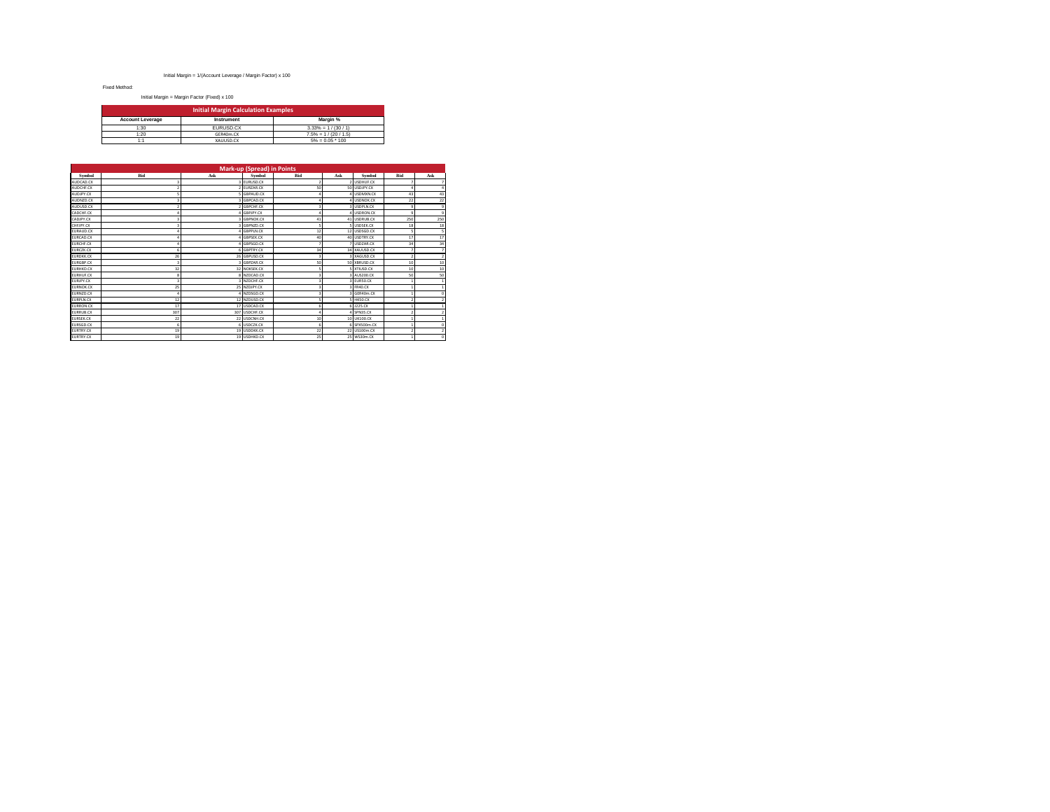Initial Margin = 1/(Account Leverage / Margin Factor) x 100

Fixed Method:

Initial Margin = Margin Factor (Fixed) x 100

| Initial Margin Calculation Examples | | |
|---|---|---|
| **Account Leverage** | **Instrument** | **Margin %** |
| 1:30 | EURUSD.CX | 3.33% = 1 / (30 / 1) |
| 1:20 | GER40m.CX | 7.5% = 1 / (20 / 1.5) |
| 1:1 | XAUUSD.CX | 5% = 0.05 * 100 |

| Mark-up (Spread) in Points | | | | | | | | |
|---|---|---|---|---|---|---|---|---|
| **Symbol** | **Bid** | **Ask** | **Symbol** | **Bid** | **Ask** | **Symbol** | **Bid** | **Ask** |
| AUDCAD.CX | 3 | 3 | EURUSD.CX | 2 | 2 | USDHUF.CX | 7 | 7 |
| AUDCHF.CX | 2 | 2 | EURZAR.CX | 50 | 50 | USDJPY.CX | 4 | 4 |
| AUDJPY.CX | 5 | 5 | GBPAUD.CX | 4 | 4 | USDMXN.CX | 43 | 43 |
| AUDNZD.CX | 3 | 3 | GBPCAD.CX | 4 | 4 | USDNOK.CX | 22 | 22 |
| AUDUSD.CX | 2 | 2 | GBPCHF.CX | 3 | 3 | USDPLN.CX | 9 | 9 |
| CADCHF.CX | 4 | 4 | GBPJPY.CX | 4 | 4 | USDRON.CX | 9 | 9 |
| CADJPY.CX | 3 | 3 | GBPNOK.CX | 41 | 41 | USDRUB.CX | 250 | 250 |
| CHFJPY.CX | 3 | 3 | GBPNZD.CX | 5 | 5 | USDSEK.CX | 18 | 18 |
| EURAUD.CX | 4 | 4 | GBPPLN.CX | 12 | 12 | USDSGD.CX | 5 | 5 |
| EURCAD.CX | 4 | 4 | GBPSEK.CX | 40 | 40 | USDTRY.CX | 17 | 17 |
| EURCHF.CX | 4 | 4 | GBPSGD.CX | 7 | 7 | USDZAR.CX | 34 | 34 |
| EURCZK.CX | 6 | 6 | GBPTRY.CX | 34 | 34 | XAUUSD.CX | 7 | 7 |
| EURDKK.CX | 26 | 26 | GBPUSD.CX | 3 | 3 | XAGUSD.CX | 2 | 2 |
| EURGBP.CX | 3 | 3 | GBPZAR.CX | 50 | 50 | XBRUSD.CX | 10 | 10 |
| EURHKD.CX | 32 | 32 | NOKSEK.CX | 5 | 5 | XTIUSD.CX | 10 | 10 |
| EURHUF.CX | 8 | 8 | NZDCAD.CX | 3 | 3 | AUS200.CX | 50 | 50 |
| EURJPY.CX | 3 | 3 | NZDCHF.CX | 3 | 3 | EU50.CX | 1 | 1 |
| EURNOK.CX | 25 | 25 | NZDJPY.CX | 3 | 3 | FR40.CX | 1 | 1 |
| EURNZD.CX | 4 | 4 | NZDSGD.CX | 3 | 3 | GER40m.CX | 1 | 0 |
| EURPLN.CX | 12 | 12 | NZDUSD.CX | 5 | 5 | HK50.CX | 2 | 2 |
| EURRON.CX | 17 | 17 | USDCAD.CX | 6 | 6 | J225.CX | 1 | 1 |
| EURRUB.CX | 307 | 307 | USDCHF.CX | 4 | 4 | SPN35.CX | 2 | 2 |
| EURSEK.CX | 22 | 22 | USDCNH.CX | 10 | 10 | UK100.CX | 1 | 1 |
| EURSGD.CX | 6 | 6 | USDCZK.CX | 6 | 6 | SPX500m.CX | 1 | 0 |
| EURTRY.CX | 19 | 19 | USDDKK.CX | 22 | 22 | US100m.CX | 2 | 2 |
| EURTRY.CX | 19 | 19 | USDHKD.CX | 25 | 25 | WS30m.CX | 1 | 0 |